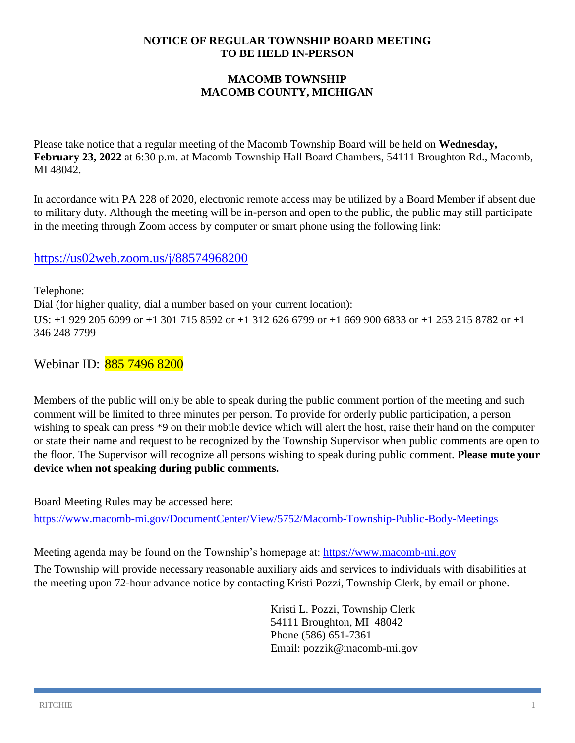**NOTICE OF REGULAR TOWNSHIP BOARD MEETING**
**TO BE HELD IN-PERSON**

**MACOMB TOWNSHIP**
**MACOMB COUNTY, MICHIGAN**

Please take notice that a regular meeting of the Macomb Township Board will be held on **Wednesday, February 23, 2022** at 6:30 p.m. at Macomb Township Hall Board Chambers, 54111 Broughton Rd., Macomb, MI 48042.

In accordance with PA 228 of 2020, electronic remote access may be utilized by a Board Member if absent due to military duty. Although the meeting will be in-person and open to the public, the public may still participate in the meeting through Zoom access by computer or smart phone using the following link:

https://us02web.zoom.us/j/88574968200

Telephone:
Dial (for higher quality, dial a number based on your current location):
US: +1 929 205 6099 or +1 301 715 8592 or +1 312 626 6799 or +1 669 900 6833 or +1 253 215 8782 or +1 346 248 7799

Webinar ID: 885 7496 8200

Members of the public will only be able to speak during the public comment portion of the meeting and such comment will be limited to three minutes per person. To provide for orderly public participation, a person wishing to speak can press *9 on their mobile device which will alert the host, raise their hand on the computer or state their name and request to be recognized by the Township Supervisor when public comments are open to the floor. The Supervisor will recognize all persons wishing to speak during public comment. **Please mute your device when not speaking during public comments.**

Board Meeting Rules may be accessed here:
https://www.macomb-mi.gov/DocumentCenter/View/5752/Macomb-Township-Public-Body-Meetings

Meeting agenda may be found on the Township's homepage at: https://www.macomb-mi.gov

The Township will provide necessary reasonable auxiliary aids and services to individuals with disabilities at the meeting upon 72-hour advance notice by contacting Kristi Pozzi, Township Clerk, by email or phone.

Kristi L. Pozzi, Township Clerk
54111 Broughton, MI 48042
Phone (586) 651-7361
Email: pozzik@macomb-mi.gov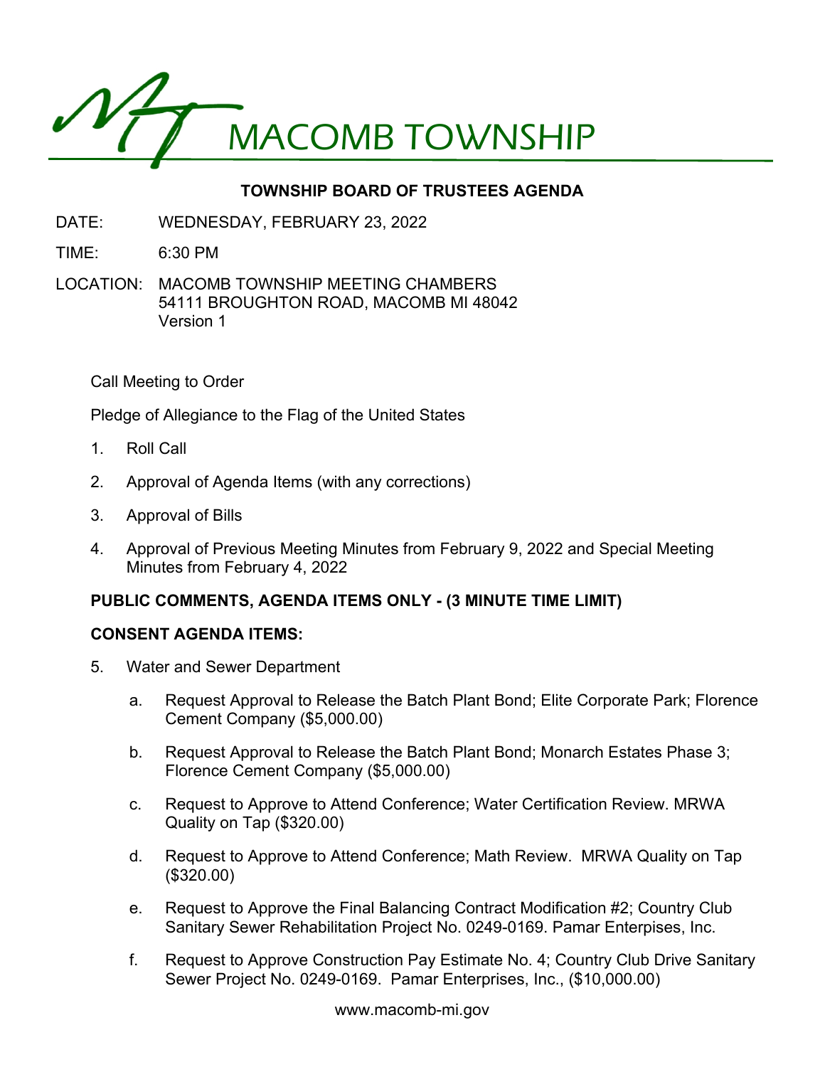# MACOMB TOWNSHIP

## TOWNSHIP BOARD OF TRUSTEES AGENDA

DATE: WEDNESDAY, FEBRUARY 23, 2022

TIME: 6:30 PM

LOCATION: MACOMB TOWNSHIP MEETING CHAMBERS
54111 BROUGHTON ROAD, MACOMB MI 48042
Version 1

Call Meeting to Order

Pledge of Allegiance to the Flag of the United States

1. Roll Call
2. Approval of Agenda Items (with any corrections)
3. Approval of Bills
4. Approval of Previous Meeting Minutes from February 9, 2022 and Special Meeting Minutes from February 4, 2022

**PUBLIC COMMENTS, AGENDA ITEMS ONLY - (3 MINUTE TIME LIMIT)**

**CONSENT AGENDA ITEMS:**

5. Water and Sewer Department
   a. Request Approval to Release the Batch Plant Bond; Elite Corporate Park; Florence Cement Company ($5,000.00)
   b. Request Approval to Release the Batch Plant Bond; Monarch Estates Phase 3; Florence Cement Company ($5,000.00)
   c. Request to Approve to Attend Conference; Water Certification Review. MRWA Quality on Tap ($320.00)
   d. Request to Approve to Attend Conference; Math Review. MRWA Quality on Tap ($320.00)
   e. Request to Approve the Final Balancing Contract Modification #2; Country Club Sanitary Sewer Rehabilitation Project No. 0249-0169. Pamar Enterpises, Inc.
   f. Request to Approve Construction Pay Estimate No. 4; Country Club Drive Sanitary Sewer Project No. 0249-0169. Pamar Enterprises, Inc., ($10,000.00)

www.macomb-mi.gov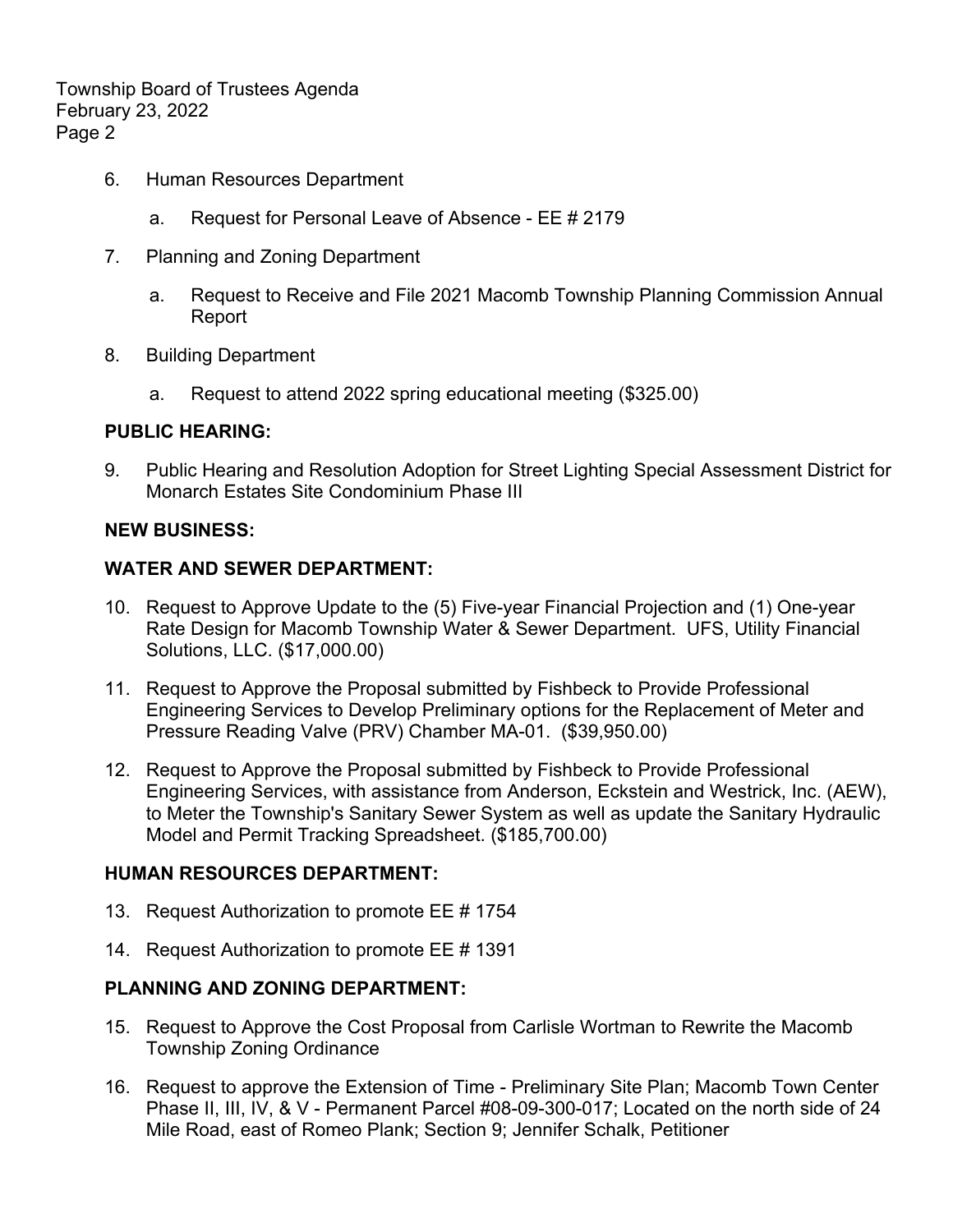6. Human Resources Department

   a. Request for Personal Leave of Absence - EE # 2179

7. Planning and Zoning Department

   a. Request to Receive and File 2021 Macomb Township Planning Commission Annual Report

8. Building Department

   a. Request to attend 2022 spring educational meeting ($325.00)

**PUBLIC HEARING:**

9. Public Hearing and Resolution Adoption for Street Lighting Special Assessment District for Monarch Estates Site Condominium Phase III

**NEW BUSINESS:**

**WATER AND SEWER DEPARTMENT:**

10. Request to Approve Update to the (5) Five-year Financial Projection and (1) One-year Rate Design for Macomb Township Water & Sewer Department. UFS, Utility Financial Solutions, LLC. ($17,000.00)

11. Request to Approve the Proposal submitted by Fishbeck to Provide Professional Engineering Services to Develop Preliminary options for the Replacement of Meter and Pressure Reading Valve (PRV) Chamber MA-01. ($39,950.00)

12. Request to Approve the Proposal submitted by Fishbeck to Provide Professional Engineering Services, with assistance from Anderson, Eckstein and Westrick, Inc. (AEW), to Meter the Township's Sanitary Sewer System as well as update the Sanitary Hydraulic Model and Permit Tracking Spreadsheet. ($185,700.00)

**HUMAN RESOURCES DEPARTMENT:**

13. Request Authorization to promote EE # 1754

14. Request Authorization to promote EE # 1391

**PLANNING AND ZONING DEPARTMENT:**

15. Request to Approve the Cost Proposal from Carlisle Wortman to Rewrite the Macomb Township Zoning Ordinance

16. Request to approve the Extension of Time - Preliminary Site Plan; Macomb Town Center Phase II, III, IV, & V - Permanent Parcel #08-09-300-017; Located on the north side of 24 Mile Road, east of Romeo Plank; Section 9; Jennifer Schalk, Petitioner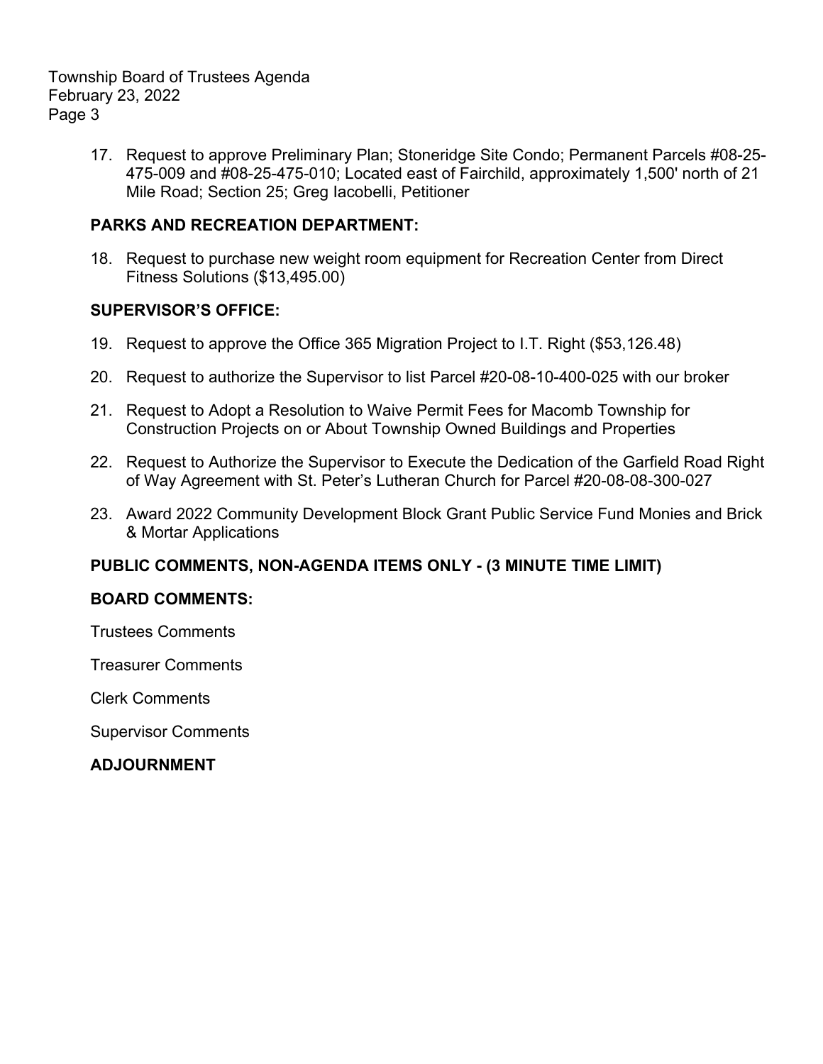17. Request to approve Preliminary Plan; Stoneridge Site Condo; Permanent Parcels #08-25-475-009 and #08-25-475-010; Located east of Fairchild, approximately 1,500' north of 21 Mile Road; Section 25; Greg Iacobelli, Petitioner

**PARKS AND RECREATION DEPARTMENT:**

18. Request to purchase new weight room equipment for Recreation Center from Direct Fitness Solutions ($13,495.00)

**SUPERVISOR'S OFFICE:**

19. Request to approve the Office 365 Migration Project to I.T. Right ($53,126.48)
20. Request to authorize the Supervisor to list Parcel #20-08-10-400-025 with our broker
21. Request to Adopt a Resolution to Waive Permit Fees for Macomb Township for Construction Projects on or About Township Owned Buildings and Properties
22. Request to Authorize the Supervisor to Execute the Dedication of the Garfield Road Right of Way Agreement with St. Peter's Lutheran Church for Parcel #20-08-08-300-027
23. Award 2022 Community Development Block Grant Public Service Fund Monies and Brick & Mortar Applications

**PUBLIC COMMENTS, NON-AGENDA ITEMS ONLY - (3 MINUTE TIME LIMIT)**

**BOARD COMMENTS:**

Trustees Comments

Treasurer Comments

Clerk Comments

Supervisor Comments

**ADJOURNMENT**